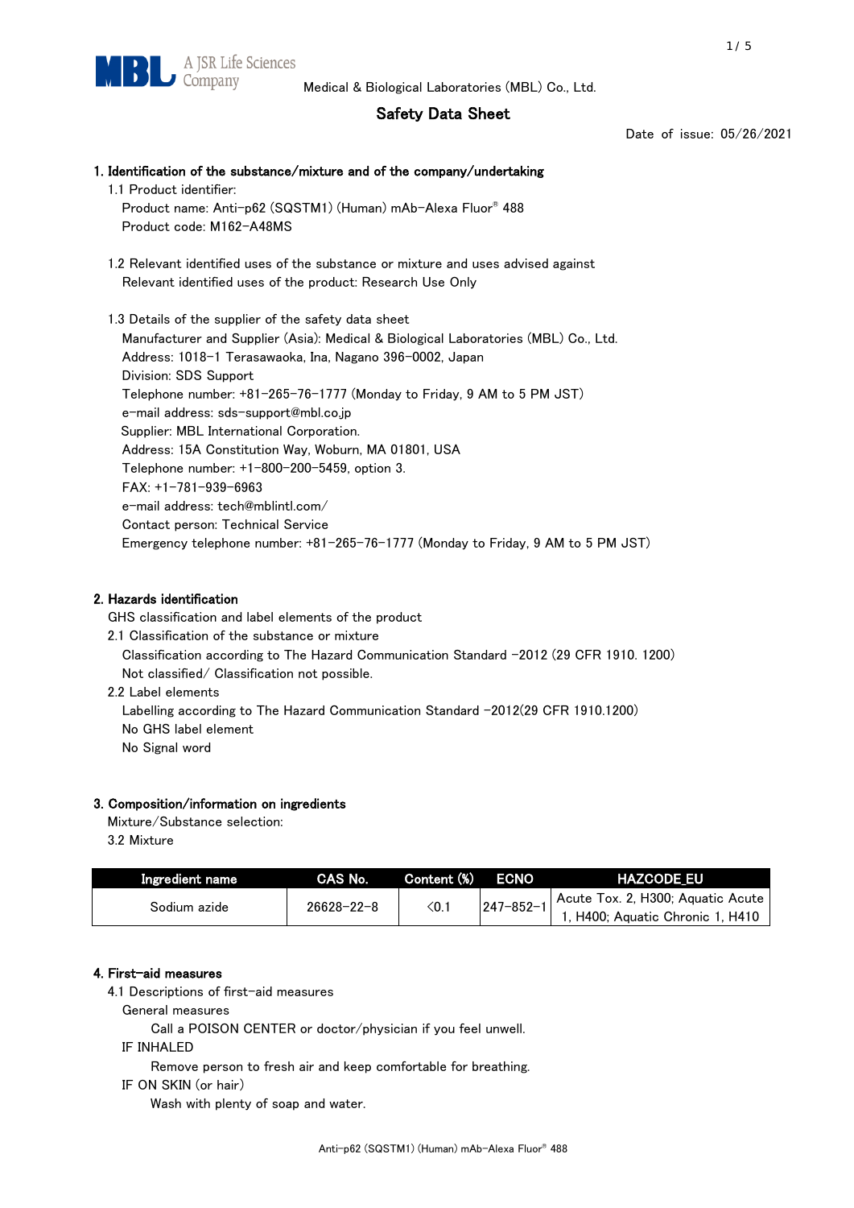Medical & Biological Laboratories (MBL) Co., Ltd.

# Safety Data Sheet

Date of issue: 05/26/2021

## 1. Identification of the substance/mixture and of the company/undertaking

1.1 Product identifier:

Product name: Anti-p62 (SQSTM1) (Human) mAb-Alexa Fluor® 488

Product code: M162-A48MS

1.2 Relevant identified uses of the substance or mixture and uses advised against

Relevant identified uses of the product: Research Use Only

1.3 Details of the supplier of the safety data sheet

Manufacturer and Supplier (Asia): Medical & Biological Laboratories (MBL) Co., Ltd.

Address: 1018-1 Terasawaoka, Ina, Nagano 396-0002, Japan

Division: SDS Support

Telephone number: +81-265-76-1777 (Monday to Friday, 9 AM to 5 PM JST)

e-mail address: sds-support@mbl.co.jp

Supplier: MBL International Corporation.

Address: 15A Constitution Way, Woburn, MA 01801, USA

Telephone number: +1-800-200-5459, option 3.

FAX: +1-781-939-6963

e-mail address: tech@mblintl.com/

Contact person: Technical Service

Emergency telephone number: +81-265-76-1777 (Monday to Friday, 9 AM to 5 PM JST)

## 2. Hazards identification

GHS classification and label elements of the product

2.1 Classification of the substance or mixture

Classification according to The Hazard Communication Standard -2012 (29 CFR 1910. 1200)

Not classified/ Classification not possible.

2.2 Label elements

Labelling according to The Hazard Communication Standard -2012(29 CFR 1910.1200)

No GHS label element

No Signal word

## 3. Composition/information on ingredients

Mixture/Substance selection:

3.2 Mixture

| Ingredient name | CAS No. | Content (%) | ECNO | HAZCODE_EU |
|---|---|---|---|---|
| Sodium azide | 26628-22-8 | <0.1 | 247-852-1 | Acute Tox. 2, H300; Aquatic Acute 1, H400; Aquatic Chronic 1, H410 |

## 4. First-aid measures

4.1 Descriptions of first-aid measures

General measures

Call a POISON CENTER or doctor/physician if you feel unwell.

IF INHALED

Remove person to fresh air and keep comfortable for breathing.

IF ON SKIN (or hair)

Wash with plenty of soap and water.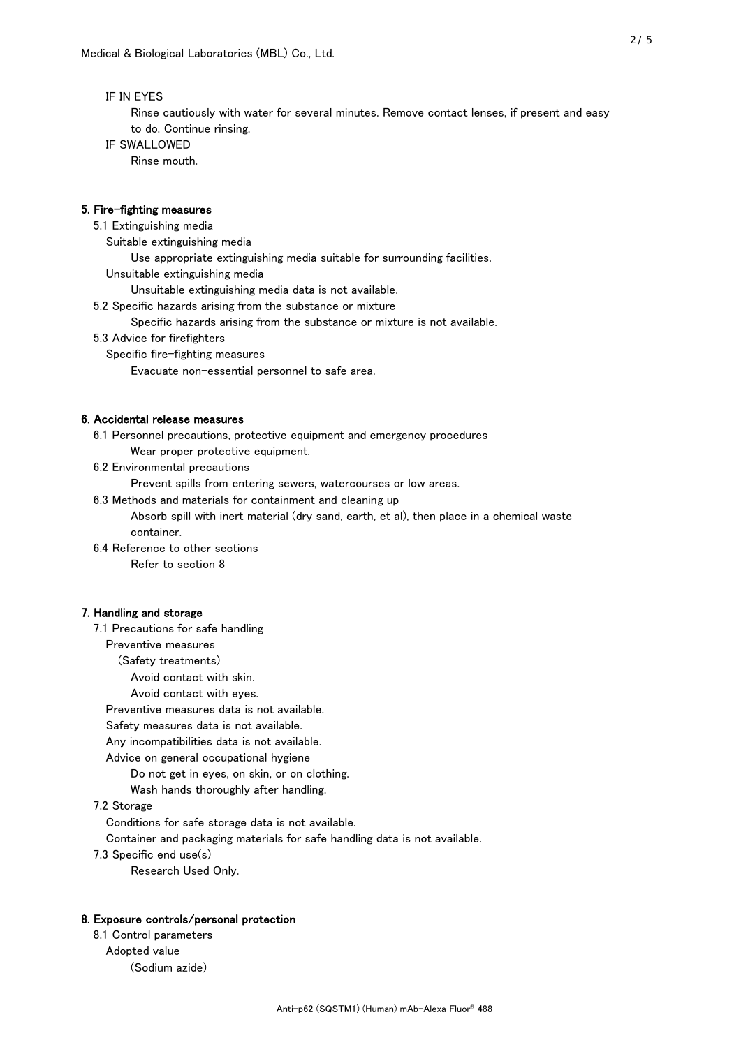IF IN EYES

Rinse cautiously with water for several minutes. Remove contact lenses, if present and easy to do. Continue rinsing.

IF SWALLOWED

Rinse mouth.

## 5. Fire-fighting measures

5.1 Extinguishing media

Suitable extinguishing media

Use appropriate extinguishing media suitable for surrounding facilities.

Unsuitable extinguishing media

Unsuitable extinguishing media data is not available.

5.2 Specific hazards arising from the substance or mixture

Specific hazards arising from the substance or mixture is not available.

5.3 Advice for firefighters

Specific fire-fighting measures

Evacuate non-essential personnel to safe area.

## 6. Accidental release measures

6.1 Personnel precautions, protective equipment and emergency procedures

Wear proper protective equipment.

6.2 Environmental precautions

Prevent spills from entering sewers, watercourses or low areas.

6.3 Methods and materials for containment and cleaning up

Absorb spill with inert material (dry sand, earth, et al), then place in a chemical waste container.

6.4 Reference to other sections

Refer to section 8

## 7. Handling and storage

7.1 Precautions for safe handling

Preventive measures

(Safety treatments)

Avoid contact with skin.

Avoid contact with eyes.

Preventive measures data is not available.

Safety measures data is not available.

Any incompatibilities data is not available.

Advice on general occupational hygiene

Do not get in eyes, on skin, or on clothing.

Wash hands thoroughly after handling.

7.2 Storage

Conditions for safe storage data is not available.

Container and packaging materials for safe handling data is not available.

7.3 Specific end use(s)

Research Used Only.

## 8. Exposure controls/personal protection

8.1 Control parameters

Adopted value

(Sodium azide)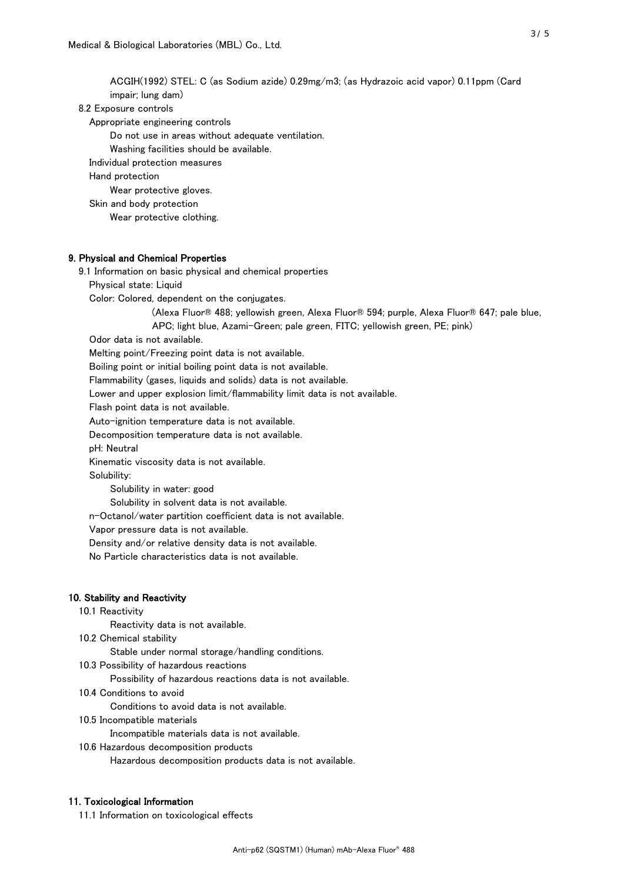ACGIH(1992) STEL: C (as Sodium azide) 0.29mg/m3; (as Hydrazoic acid vapor) 0.11ppm (Card impair; lung dam)

8.2 Exposure controls

Appropriate engineering controls

Do not use in areas without adequate ventilation.

Washing facilities should be available.

Individual protection measures

Hand protection

Wear protective gloves.

Skin and body protection

Wear protective clothing.

## 9. Physical and Chemical Properties

9.1 Information on basic physical and chemical properties

Physical state: Liquid

Color: Colored, dependent on the conjugates.

(Alexa Fluor® 488; yellowish green, Alexa Fluor® 594; purple, Alexa Fluor® 647; pale blue, APC; light blue, Azami-Green; pale green, FITC; yellowish green, PE; pink)

Odor data is not available.

Melting point/Freezing point data is not available.

Boiling point or initial boiling point data is not available.

Flammability (gases, liquids and solids) data is not available.

Lower and upper explosion limit/flammability limit data is not available.

Flash point data is not available.

Auto-ignition temperature data is not available.

Decomposition temperature data is not available.

pH: Neutral

Kinematic viscosity data is not available.

Solubility:

Solubility in water: good

Solubility in solvent data is not available.

n-Octanol/water partition coefficient data is not available.

Vapor pressure data is not available.

Density and/or relative density data is not available.

No Particle characteristics data is not available.

## 10. Stability and Reactivity

10.1 Reactivity

Reactivity data is not available.

10.2 Chemical stability

Stable under normal storage/handling conditions.

10.3 Possibility of hazardous reactions

Possibility of hazardous reactions data is not available.

10.4 Conditions to avoid

Conditions to avoid data is not available.

10.5 Incompatible materials

Incompatible materials data is not available.

10.6 Hazardous decomposition products

Hazardous decomposition products data is not available.

## 11. Toxicological Information

11.1 Information on toxicological effects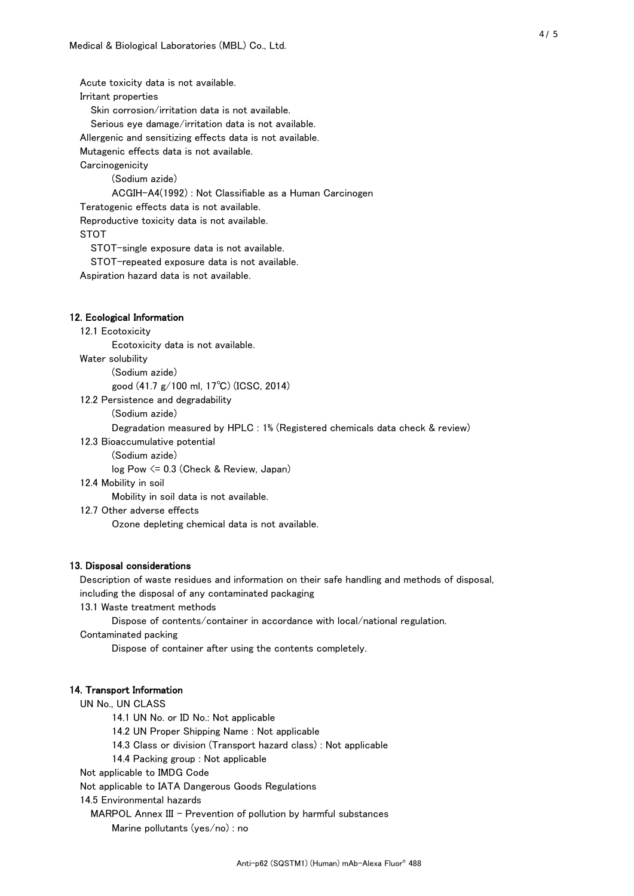Acute toxicity data is not available.

Irritant properties

Skin corrosion/irritation data is not available.

Serious eye damage/irritation data is not available.

Allergenic and sensitizing effects data is not available.

Mutagenic effects data is not available.

Carcinogenicity

(Sodium azide)

ACGIH-A4(1992) : Not Classifiable as a Human Carcinogen

Teratogenic effects data is not available.

Reproductive toxicity data is not available.

STOT

STOT-single exposure data is not available.

STOT-repeated exposure data is not available.

Aspiration hazard data is not available.

## 12. Ecological Information

12.1 Ecotoxicity

Ecotoxicity data is not available.

Water solubility

(Sodium azide)

good (41.7 g/100 ml, 17℃) (ICSC, 2014)

12.2 Persistence and degradability

(Sodium azide)

Degradation measured by HPLC : 1% (Registered chemicals data check & review)

12.3 Bioaccumulative potential

(Sodium azide)

log Pow <= 0.3 (Check & Review, Japan)

12.4 Mobility in soil

Mobility in soil data is not available.

12.7 Other adverse effects

Ozone depleting chemical data is not available.

## 13. Disposal considerations

Description of waste residues and information on their safe handling and methods of disposal, including the disposal of any contaminated packaging

13.1 Waste treatment methods

Dispose of contents/container in accordance with local/national regulation.

Contaminated packing

Dispose of container after using the contents completely.

## 14. Transport Information

UN No., UN CLASS

14.1 UN No. or ID No.: Not applicable

14.2 UN Proper Shipping Name : Not applicable

14.3 Class or division (Transport hazard class) : Not applicable

14.4 Packing group : Not applicable

Not applicable to IMDG Code

Not applicable to IATA Dangerous Goods Regulations

14.5 Environmental hazards

MARPOL Annex III - Prevention of pollution by harmful substances

Marine pollutants (yes/no) : no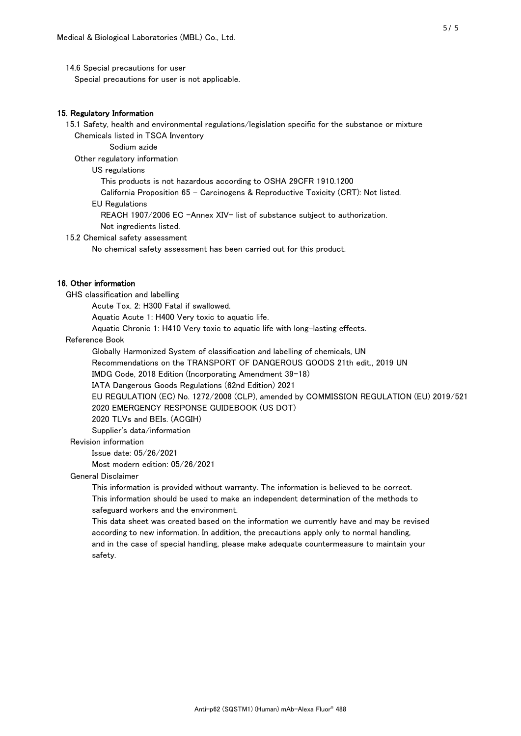14.6 Special precautions for user

Special precautions for user is not applicable.

## 15. Regulatory Information

15.1 Safety, health and environmental regulations/legislation specific for the substance or mixture

Chemicals listed in TSCA Inventory

Sodium azide

Other regulatory information

US regulations

This products is not hazardous according to OSHA 29CFR 1910.1200

California Proposition 65 - Carcinogens & Reproductive Toxicity (CRT): Not listed.

EU Regulations

REACH 1907/2006 EC -Annex XIV- list of substance subject to authorization.

Not ingredients listed.

15.2 Chemical safety assessment

No chemical safety assessment has been carried out for this product.

## 16. Other information

GHS classification and labelling

Acute Tox. 2: H300 Fatal if swallowed.

Aquatic Acute 1: H400 Very toxic to aquatic life.

Aquatic Chronic 1: H410 Very toxic to aquatic life with long-lasting effects.

Reference Book

Globally Harmonized System of classification and labelling of chemicals, UN

Recommendations on the TRANSPORT OF DANGEROUS GOODS 21th edit., 2019 UN

IMDG Code, 2018 Edition (Incorporating Amendment 39-18)

IATA Dangerous Goods Regulations (62nd Edition) 2021

EU REGULATION (EC) No. 1272/2008 (CLP), amended by COMMISSION REGULATION (EU) 2019/521

2020 EMERGENCY RESPONSE GUIDEBOOK (US DOT)

2020 TLVs and BEIs. (ACGIH)

Supplier's data/information

Revision information

Issue date: 05/26/2021

Most modern edition: 05/26/2021

General Disclaimer

This information is provided without warranty. The information is believed to be correct. This information should be used to make an independent determination of the methods to safeguard workers and the environment.

This data sheet was created based on the information we currently have and may be revised according to new information. In addition, the precautions apply only to normal handling, and in the case of special handling, please make adequate countermeasure to maintain your safety.